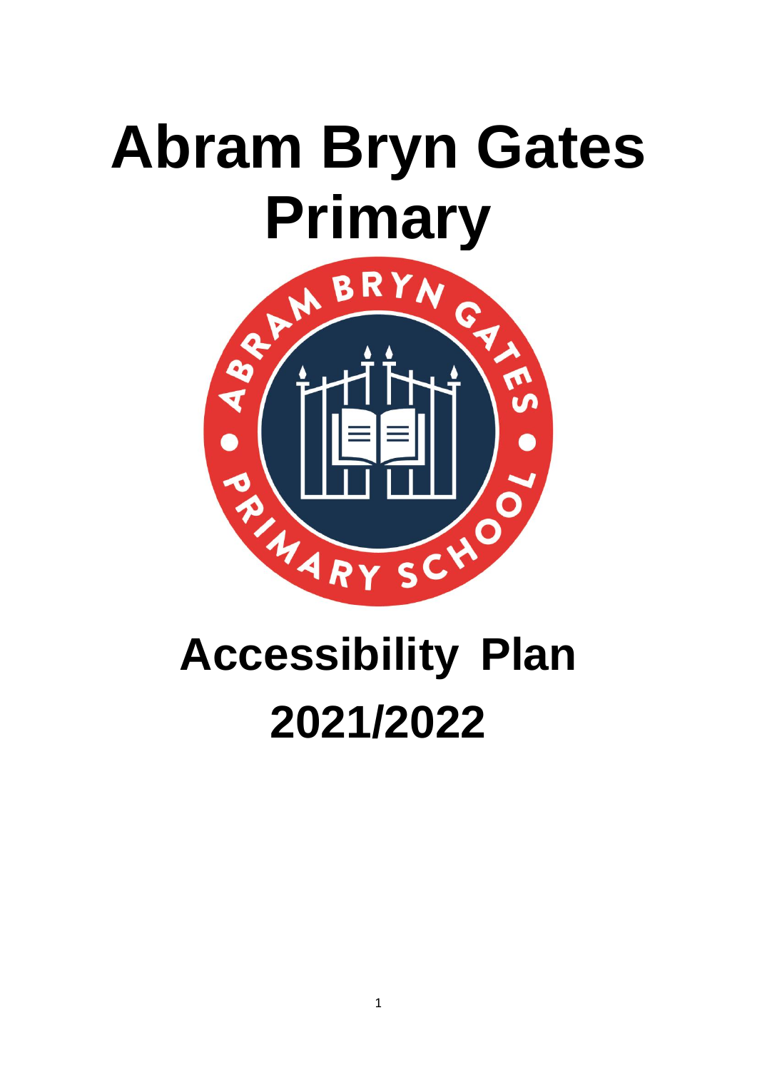# Abram Bryn Gates Primary

# Accessibility Plan 2021/2022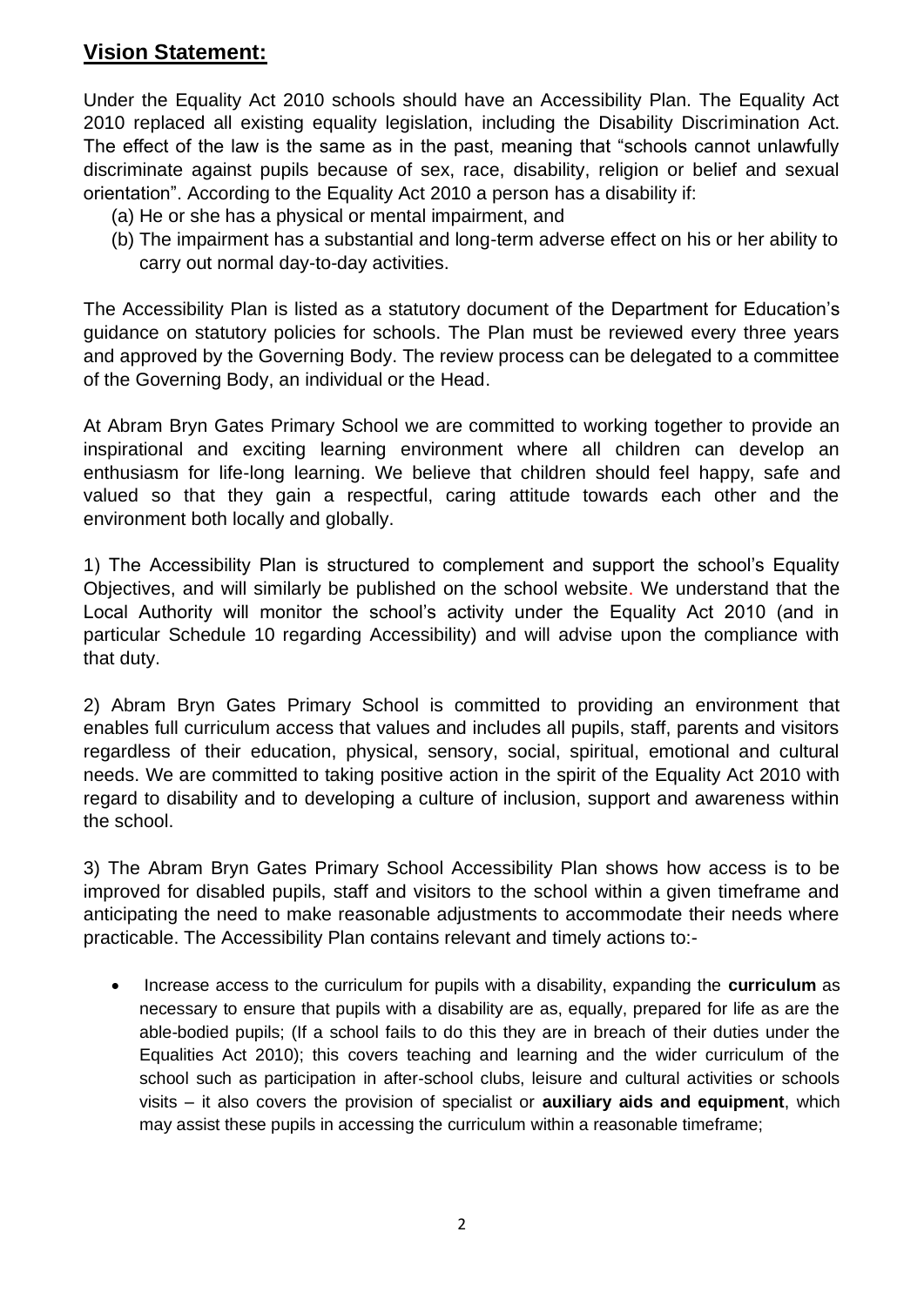## **Vision Statement:**

Under the Equality Act 2010 schools should have an Accessibility Plan. The Equality Act 2010 replaced all existing equality legislation, including the Disability Discrimination Act. The effect of the law is the same as in the past, meaning that "schools cannot unlawfully discriminate against pupils because of sex, race, disability, religion or belief and sexual orientation". According to the Equality Act 2010 a person has a disability if:

(a) He or she has a physical or mental impairment, and
(b) The impairment has a substantial and long-term adverse effect on his or her ability to carry out normal day-to-day activities.

The Accessibility Plan is listed as a statutory document of the Department for Education's guidance on statutory policies for schools. The Plan must be reviewed every three years and approved by the Governing Body. The review process can be delegated to a committee of the Governing Body, an individual or the Head.

At Abram Bryn Gates Primary School we are committed to working together to provide an inspirational and exciting learning environment where all children can develop an enthusiasm for life-long learning. We believe that children should feel happy, safe and valued so that they gain a respectful, caring attitude towards each other and the environment both locally and globally.

1) The Accessibility Plan is structured to complement and support the school's Equality Objectives, and will similarly be published on the school website. We understand that the Local Authority will monitor the school's activity under the Equality Act 2010 (and in particular Schedule 10 regarding Accessibility) and will advise upon the compliance with that duty.

2) Abram Bryn Gates Primary School is committed to providing an environment that enables full curriculum access that values and includes all pupils, staff, parents and visitors regardless of their education, physical, sensory, social, spiritual, emotional and cultural needs. We are committed to taking positive action in the spirit of the Equality Act 2010 with regard to disability and to developing a culture of inclusion, support and awareness within the school.

3) The Abram Bryn Gates Primary School Accessibility Plan shows how access is to be improved for disabled pupils, staff and visitors to the school within a given timeframe and anticipating the need to make reasonable adjustments to accommodate their needs where practicable. The Accessibility Plan contains relevant and timely actions to:-

- Increase access to the curriculum for pupils with a disability, expanding the **curriculum** as necessary to ensure that pupils with a disability are as, equally, prepared for life as are the able-bodied pupils; (If a school fails to do this they are in breach of their duties under the Equalities Act 2010); this covers teaching and learning and the wider curriculum of the school such as participation in after-school clubs, leisure and cultural activities or schools visits – it also covers the provision of specialist or **auxiliary aids and equipment**, which may assist these pupils in accessing the curriculum within a reasonable timeframe;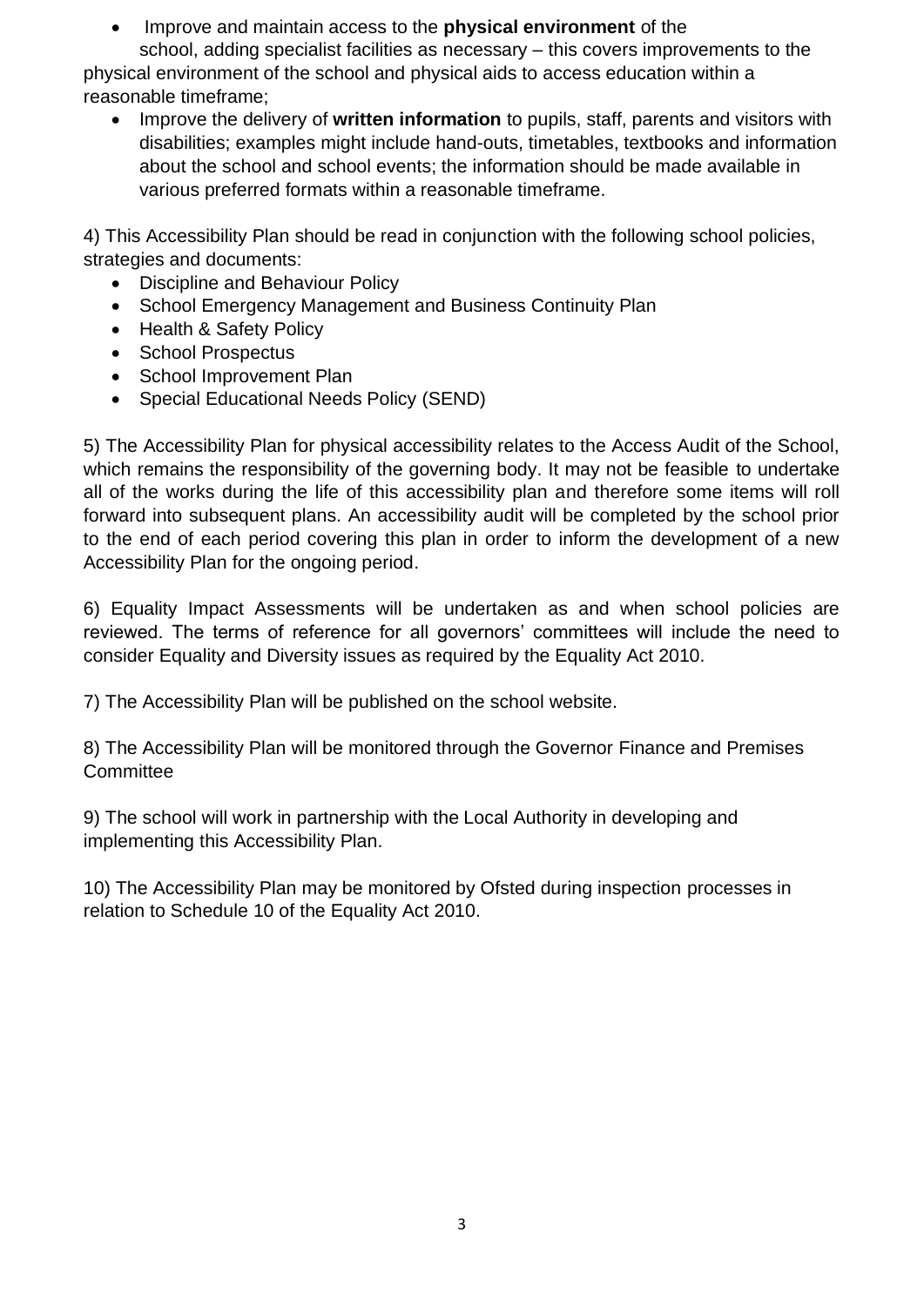- Improve and maintain access to the **physical environment** of the school, adding specialist facilities as necessary – this covers improvements to the physical environment of the school and physical aids to access education within a reasonable timeframe;
- Improve the delivery of **written information** to pupils, staff, parents and visitors with disabilities; examples might include hand-outs, timetables, textbooks and information about the school and school events; the information should be made available in various preferred formats within a reasonable timeframe.

4) This Accessibility Plan should be read in conjunction with the following school policies, strategies and documents:

- Discipline and Behaviour Policy
- School Emergency Management and Business Continuity Plan
- Health & Safety Policy
- School Prospectus
- School Improvement Plan
- Special Educational Needs Policy (SEND)

5) The Accessibility Plan for physical accessibility relates to the Access Audit of the School, which remains the responsibility of the governing body. It may not be feasible to undertake all of the works during the life of this accessibility plan and therefore some items will roll forward into subsequent plans. An accessibility audit will be completed by the school prior to the end of each period covering this plan in order to inform the development of a new Accessibility Plan for the ongoing period.

6) Equality Impact Assessments will be undertaken as and when school policies are reviewed. The terms of reference for all governors' committees will include the need to consider Equality and Diversity issues as required by the Equality Act 2010.

7) The Accessibility Plan will be published on the school website.

8) The Accessibility Plan will be monitored through the Governor Finance and Premises Committee

9) The school will work in partnership with the Local Authority in developing and implementing this Accessibility Plan.

10) The Accessibility Plan may be monitored by Ofsted during inspection processes in relation to Schedule 10 of the Equality Act 2010.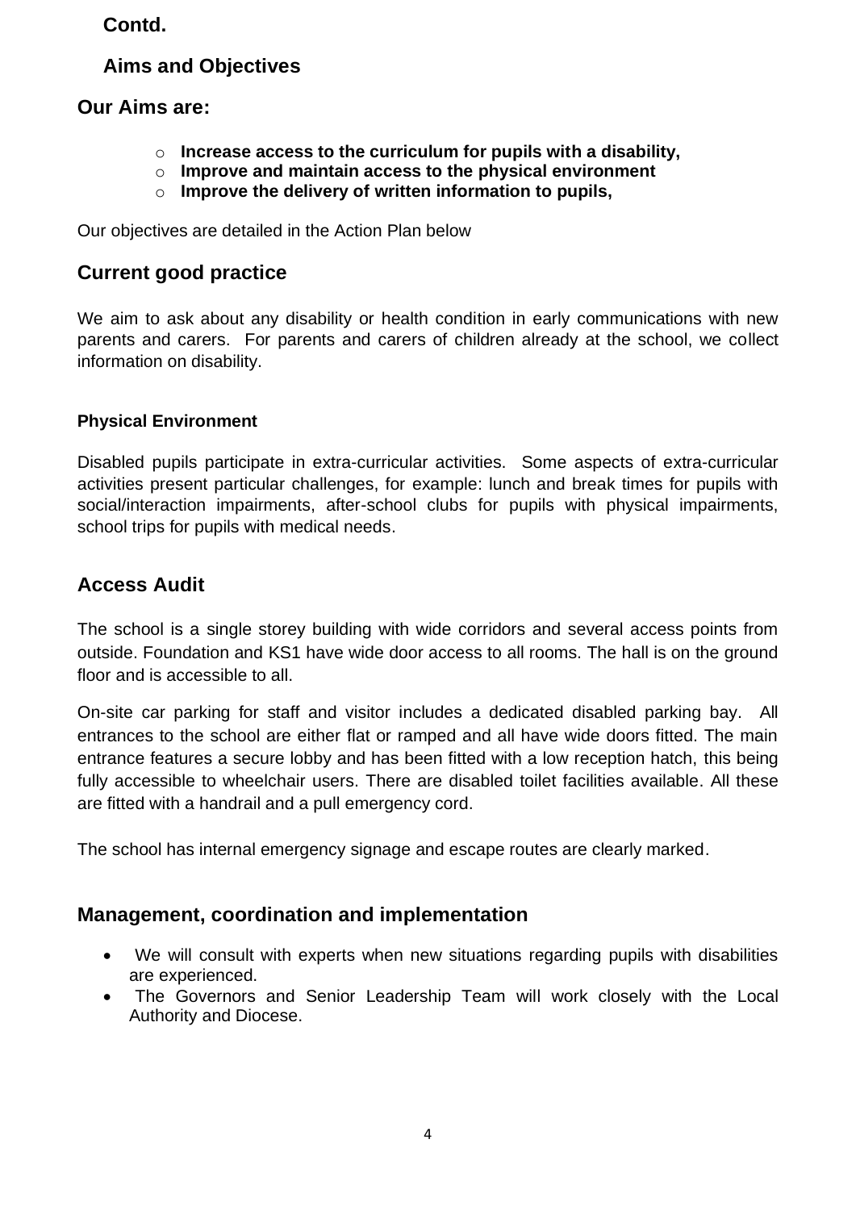**Contd.**

## Aims and Objectives

### Our Aims are:

- **Increase access to the curriculum for pupils with a disability,**
- **Improve and maintain access to the physical environment**
- **Improve the delivery of written information to pupils,**

Our objectives are detailed in the Action Plan below

## Current good practice

We aim to ask about any disability or health condition in early communications with new parents and carers. For parents and carers of children already at the school, we collect information on disability.

#### Physical Environment

Disabled pupils participate in extra-curricular activities. Some aspects of extra-curricular activities present particular challenges, for example: lunch and break times for pupils with social/interaction impairments, after-school clubs for pupils with physical impairments, school trips for pupils with medical needs.

## Access Audit

The school is a single storey building with wide corridors and several access points from outside. Foundation and KS1 have wide door access to all rooms. The hall is on the ground floor and is accessible to all.

On-site car parking for staff and visitor includes a dedicated disabled parking bay. All entrances to the school are either flat or ramped and all have wide doors fitted. The main entrance features a secure lobby and has been fitted with a low reception hatch, this being fully accessible to wheelchair users. There are disabled toilet facilities available. All these are fitted with a handrail and a pull emergency cord.

The school has internal emergency signage and escape routes are clearly marked.

## Management, coordination and implementation

- We will consult with experts when new situations regarding pupils with disabilities are experienced.
- The Governors and Senior Leadership Team will work closely with the Local Authority and Diocese.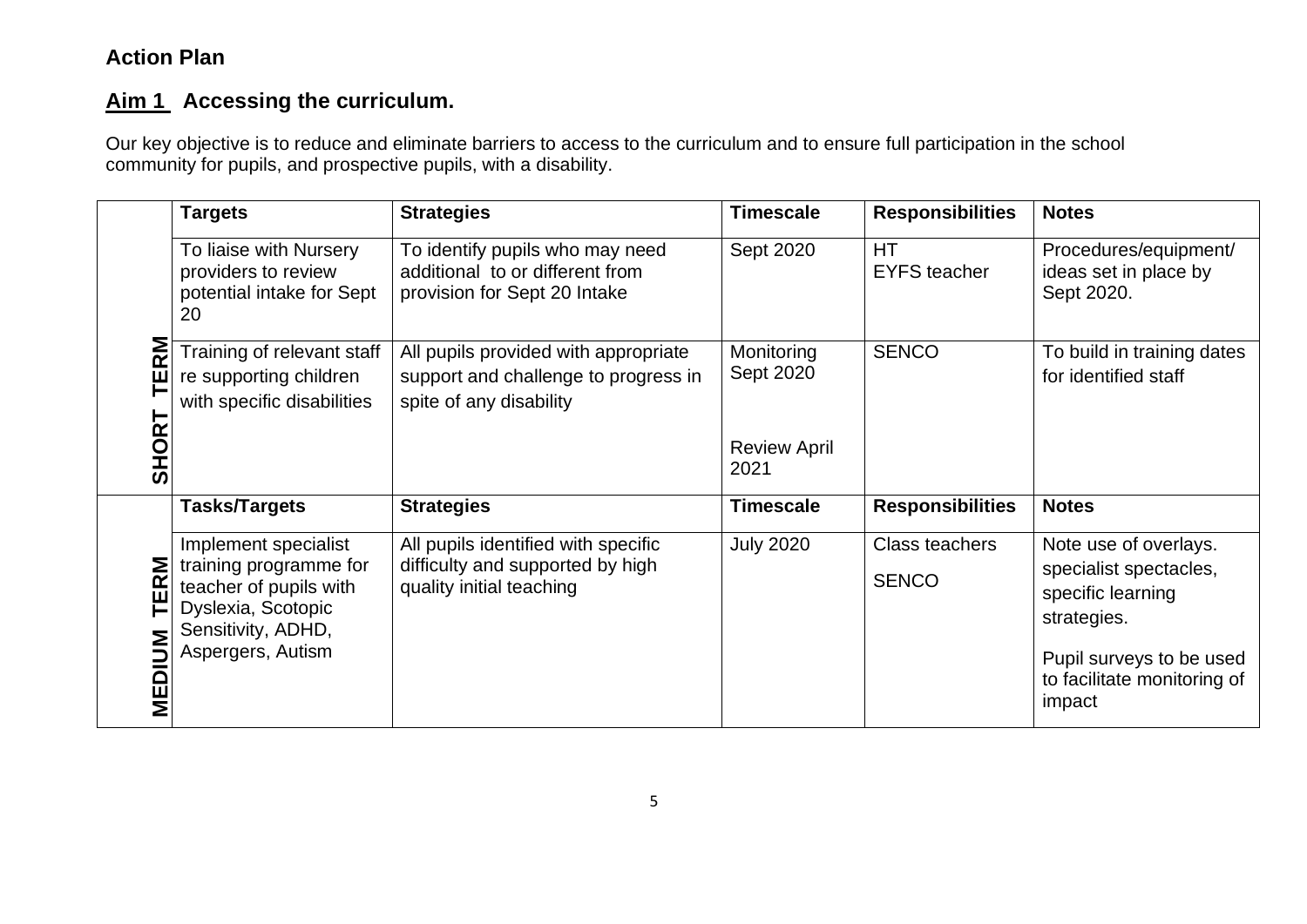## Action Plan

### Aim 1 Accessing the curriculum.

Our key objective is to reduce and eliminate barriers to access to the curriculum and to ensure full participation in the school community for pupils, and prospective pupils, with a disability.

| | Targets | Strategies | Timescale | Responsibilities | Notes |
|---|---|---|---|---|---|
| **SHORT TERM** | To liaise with Nursery providers to review potential intake for Sept 20 | To identify pupils who may need additional to or different from provision for Sept 20 Intake | Sept 2020 | HT<br>EYFS teacher | Procedures/equipment/ ideas set in place by Sept 2020. |
| | Training of relevant staff re supporting children with specific disabilities | All pupils provided with appropriate support and challenge to progress in spite of any disability | Monitoring Sept 2020<br><br>Review April 2021 | SENCO | To build in training dates for identified staff |
| | **Tasks/Targets** | **Strategies** | **Timescale** | **Responsibilities** | **Notes** |
| **MEDIUM TERM** | Implement specialist training programme for teacher of pupils with Dyslexia, Scotopic Sensitivity, ADHD, Aspergers, Autism | All pupils identified with specific difficulty and supported by high quality initial teaching | July 2020 | Class teachers<br><br>SENCO | Note use of overlays. specialist spectacles, specific learning strategies.<br><br>Pupil surveys to be used to facilitate monitoring of impact |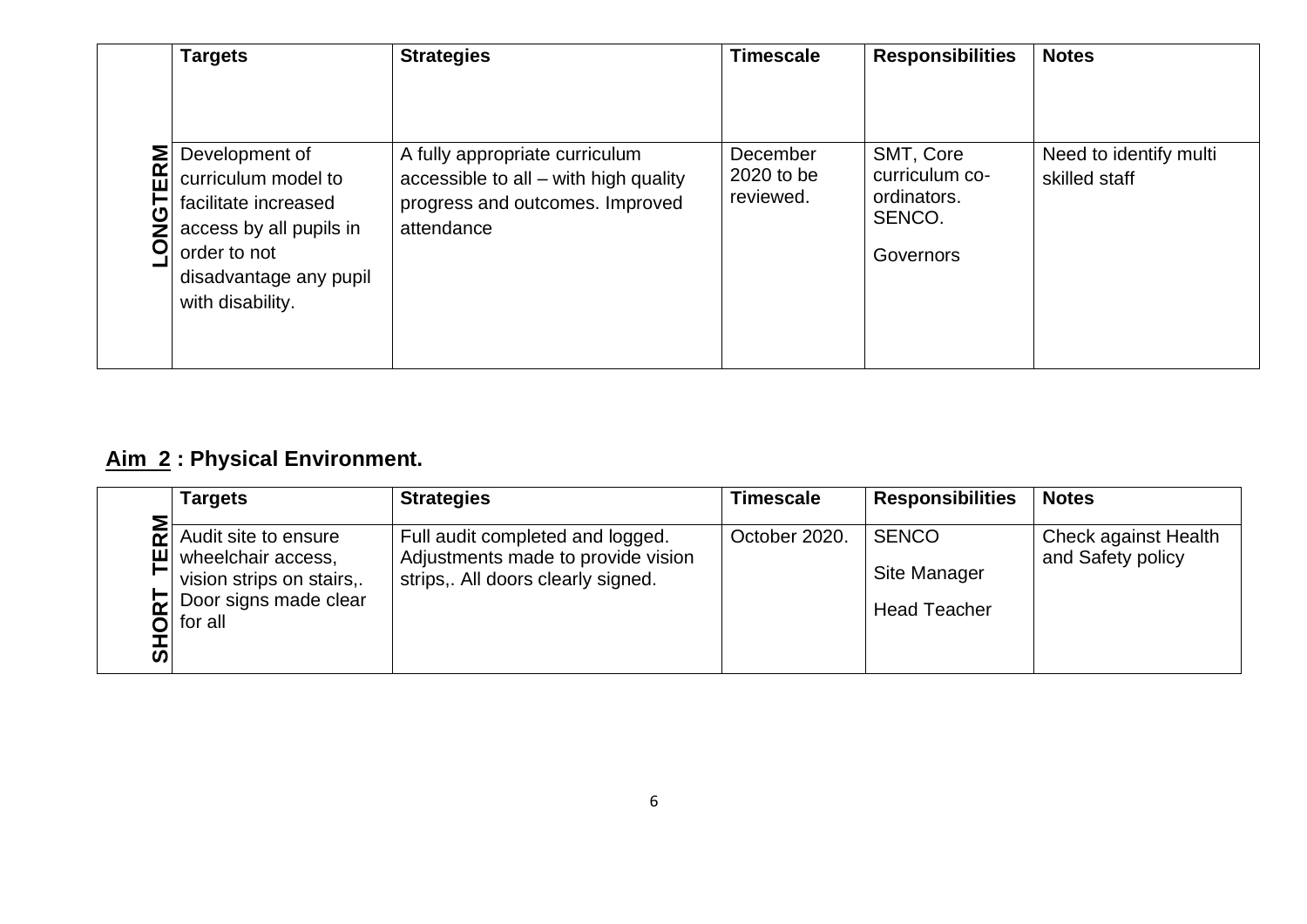| | Targets | Strategies | Timescale | Responsibilities | Notes |
|---|---|---|---|---|---|
| LONGTERM | Development of curriculum model to facilitate increased access by all pupils in order to not disadvantage any pupil with disability. | A fully appropriate curriculum accessible to all – with high quality progress and outcomes. Improved attendance | December 2020 to be reviewed. | SMT, Core curriculum co-ordinators. SENCO. Governors | Need to identify multi skilled staff |

## Aim 2 : Physical Environment.

| | Targets | Strategies | Timescale | Responsibilities | Notes |
|---|---|---|---|---|---|
| SHORT TERM | Audit site to ensure wheelchair access, vision strips on stairs,. Door signs made clear for all | Full audit completed and logged. Adjustments made to provide vision strips,. All doors clearly signed. | October 2020. | SENCO<br>Site Manager<br>Head Teacher | Check against Health and Safety policy |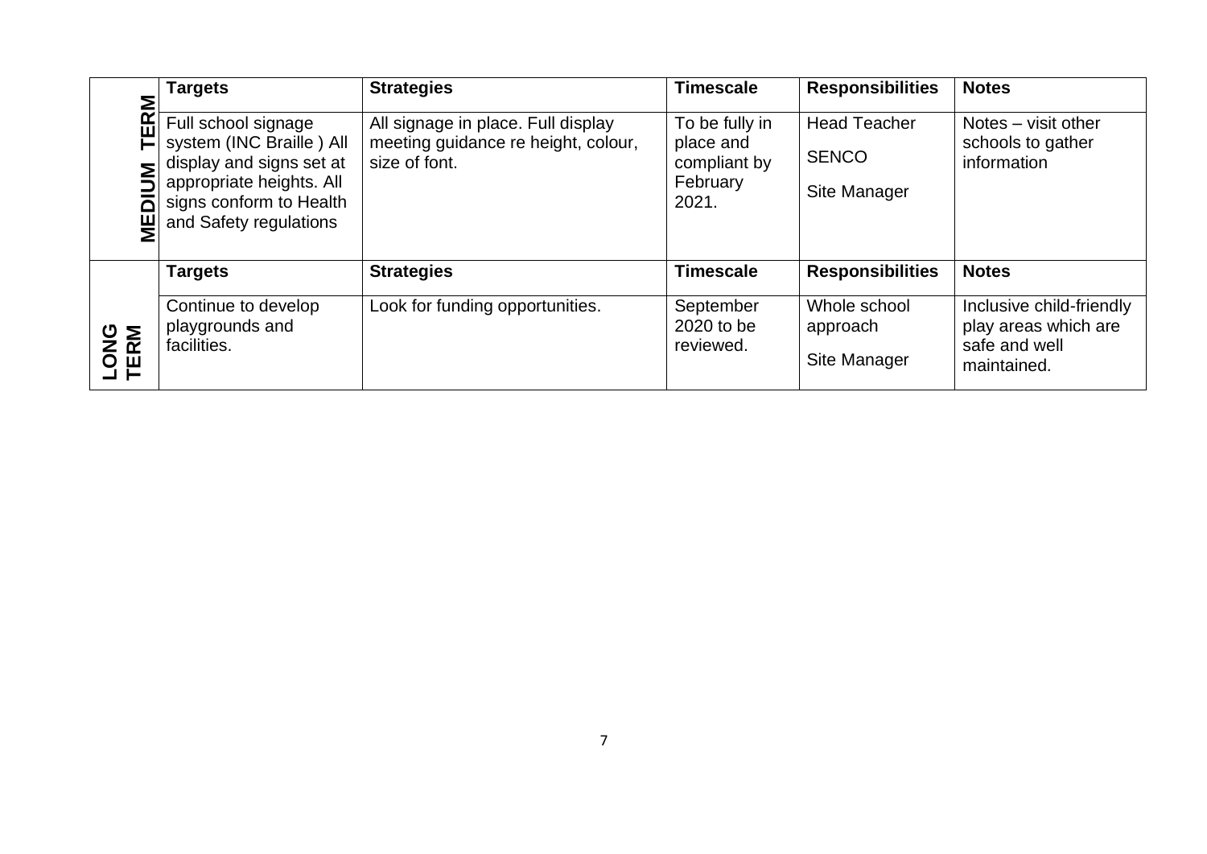| | Targets | Strategies | Timescale | Responsibilities | Notes |
|---|---|---|---|---|---|
| **MEDIUM TERM** | Full school signage system (INC Braille ) All display and signs set at appropriate heights. All signs conform to Health and Safety regulations | All signage in place. Full display meeting guidance re height, colour, size of font. | To be fully in place and compliant by February 2021. | Head Teacher<br>SENCO<br>Site Manager | Notes – visit other schools to gather information |
| | **Targets** | **Strategies** | **Timescale** | **Responsibilities** | **Notes** |
| **LONG TERM** | Continue to develop playgrounds and facilities. | Look for funding opportunities. | September 2020 to be reviewed. | Whole school approach<br>Site Manager | Inclusive child-friendly play areas which are safe and well maintained. |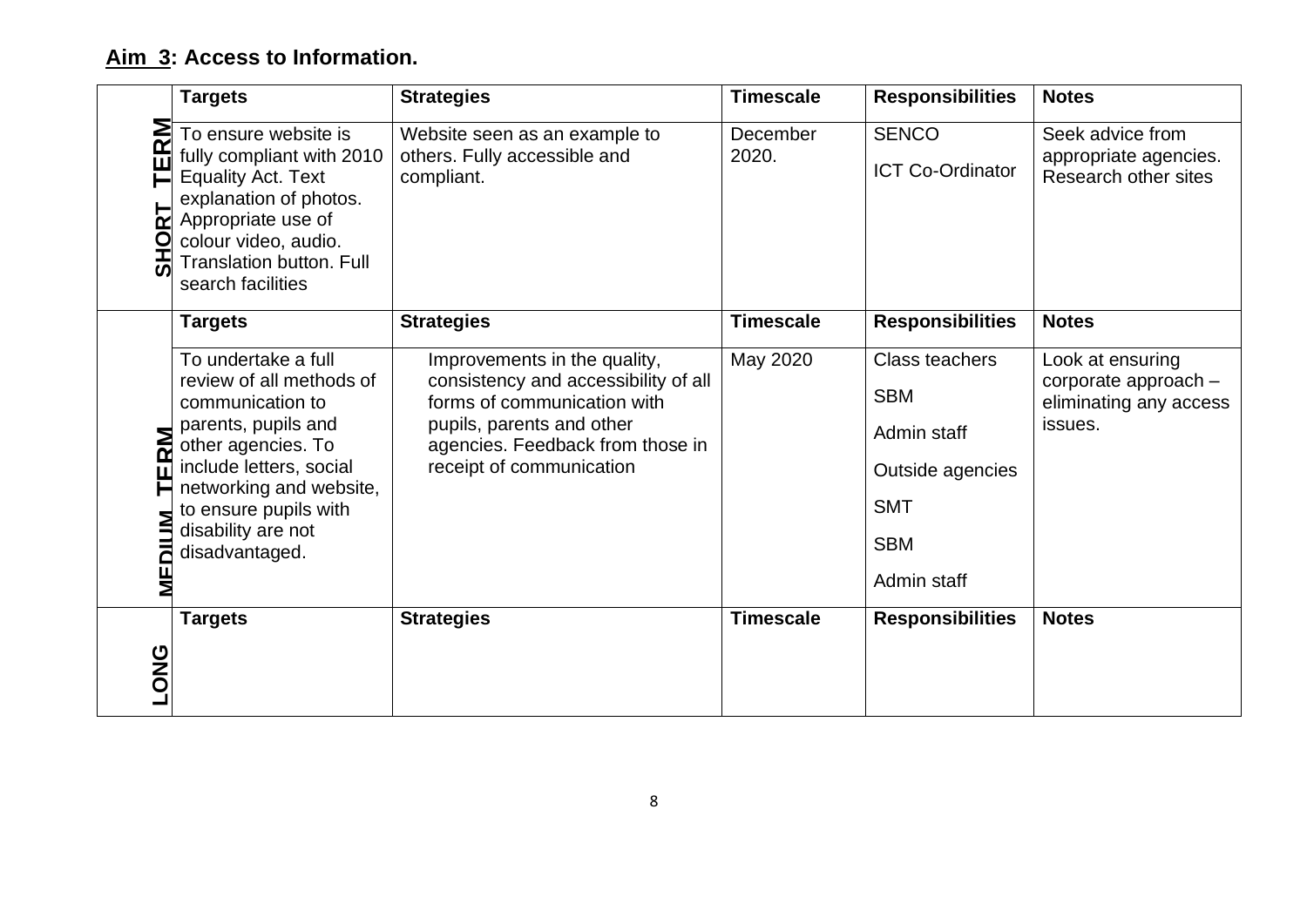## **<u>Aim 3</u>: Access to Information.**

| | Targets | Strategies | Timescale | Responsibilities | Notes |
|---|---|---|---|---|---|
| **SHORT TERM** | To ensure website is fully compliant with 2010 Equality Act. Text explanation of photos. Appropriate use of colour video, audio. Translation button. Full search facilities | Website seen as an example to others. Fully accessible and compliant. | December 2020. | SENCO<br>ICT Co-Ordinator | Seek advice from appropriate agencies. Research other sites |
| | **Targets** | **Strategies** | **Timescale** | **Responsibilities** | **Notes** |
| **MEDIUM TERM** | To undertake a full review of all methods of communication to parents, pupils and other agencies. To include letters, social networking and website, to ensure pupils with disability are not disadvantaged. | Improvements in the quality, consistency and accessibility of all forms of communication with pupils, parents and other agencies. Feedback from those in receipt of communication | May 2020 | Class teachers<br>SBM<br>Admin staff<br>Outside agencies<br>SMT<br>SBM<br>Admin staff | Look at ensuring corporate approach – eliminating any access issues. |
| | **Targets** | **Strategies** | **Timescale** | **Responsibilities** | **Notes** |
| **LONG** | | | | | |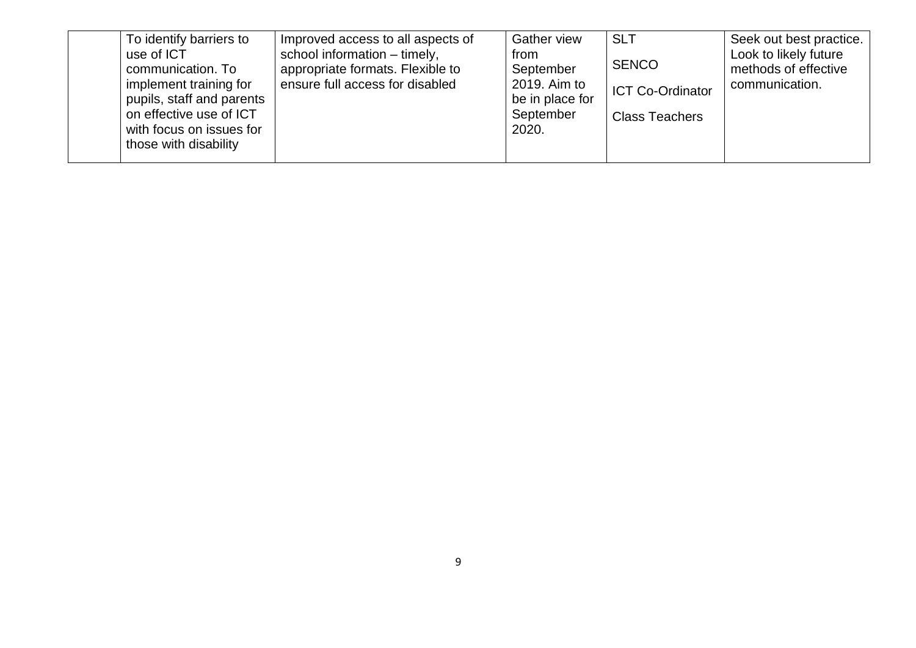| | | | | | |
|---|---|---|---|---|---|
| | To identify barriers to use of ICT communication. To implement training for pupils, staff and parents on effective use of ICT with focus on issues for those with disability | Improved access to all aspects of school information – timely, appropriate formats. Flexible to ensure full access for disabled | Gather view from September 2019. Aim to be in place for September 2020. | SLT<br><br>SENCO<br><br>ICT Co-Ordinator<br><br>Class Teachers | Seek out best practice. Look to likely future methods of effective communication. |